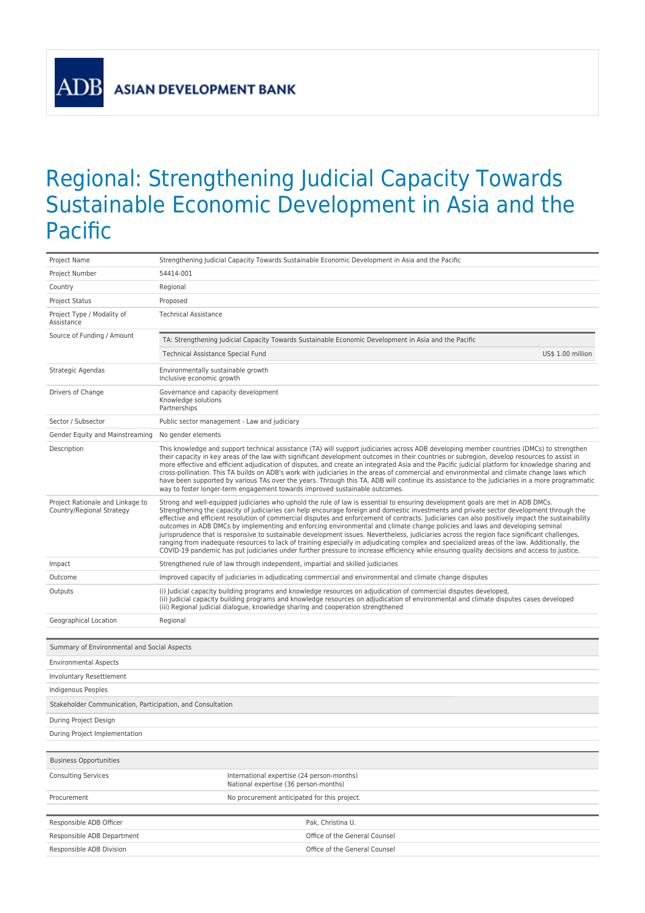ADB ASIAN DEVELOPMENT BANK

# Regional: Strengthening Judicial Capacity Towards Sustainable Economic Development in Asia and the Pacific

| | |
|---|---|
| Project Name | Strengthening Judicial Capacity Towards Sustainable Economic Development in Asia and the Pacific |
| Project Number | 54414-001 |
| Country | Regional |
| Project Status | Proposed |
| Project Type / Modality of Assistance | Technical Assistance |
| Source of Funding / Amount | TA: Strengthening Judicial Capacity Towards Sustainable Economic Development in Asia and the Pacific<br>Technical Assistance Special Fund — US$ 1.00 million |
| Strategic Agendas | Environmentally sustainable growth<br>Inclusive economic growth |
| Drivers of Change | Governance and capacity development<br>Knowledge solutions<br>Partnerships |
| Sector / Subsector | Public sector management - Law and judiciary |
| Gender Equity and Mainstreaming | No gender elements |
| Description | This knowledge and support technical assistance (TA) will support judiciaries across ADB developing member countries (DMCs) to strengthen their capacity in key areas of the law with significant development outcomes in their countries or subregion, develop resources to assist in more effective and efficient adjudication of disputes, and create an integrated Asia and the Pacific judicial platform for knowledge sharing and cross-pollination. This TA builds on ADB's work with judiciaries in the areas of commercial and environmental and climate change laws which have been supported by various TAs over the years. Through this TA, ADB will continue its assistance to the judiciaries in a more programmatic way to foster longer-term engagement towards improved sustainable outcomes. |
| Project Rationale and Linkage to Country/Regional Strategy | Strong and well-equipped judiciaries who uphold the rule of law is essential to ensuring development goals are met in ADB DMCs. Strengthening the capacity of judiciaries can help encourage foreign and domestic investments and private sector development through the effective and efficient resolution of commercial disputes and enforcement of contracts. Judiciaries can also positively impact the sustainability outcomes in ADB DMCs by implementing and enforcing environmental and climate change policies and laws and developing seminal jurisprudence that is responsive to sustainable development issues. Nevertheless, judiciaries across the region face significant challenges, ranging from inadequate resources to lack of training especially in adjudicating complex and specialized areas of the law. Additionally, the COVID-19 pandemic has put judiciaries under further pressure to increase efficiency while ensuring quality decisions and access to justice. |
| Impact | Strengthened rule of law through independent, impartial and skilled judiciaries |
| Outcome | Improved capacity of judiciaries in adjudicating commercial and environmental and climate change disputes |
| Outputs | (i) Judicial capacity building programs and knowledge resources on adjudication of commercial disputes developed,<br>(ii) Judicial capacity building programs and knowledge resources on adjudication of environmental and climate disputes cases developed<br>(iii) Regional judicial dialogue, knowledge sharing and cooperation strengthened |
| Geographical Location | Regional |

| Summary of Environmental and Social Aspects |
|---|
| Environmental Aspects |
| Involuntary Resettlement |
| Indigenous Peoples |
| **Stakeholder Communication, Participation, and Consultation** |
| During Project Design |
| During Project Implementation |

| Business Opportunities | |
|---|---|
| Consulting Services | International expertise (24 person-months)<br>National expertise (36 person-months) |
| Procurement | No procurement anticipated for this project. |

| | |
|---|---|
| Responsible ADB Officer | Pak, Christina U. |
| Responsible ADB Department | Office of the General Counsel |
| Responsible ADB Division | Office of the General Counsel |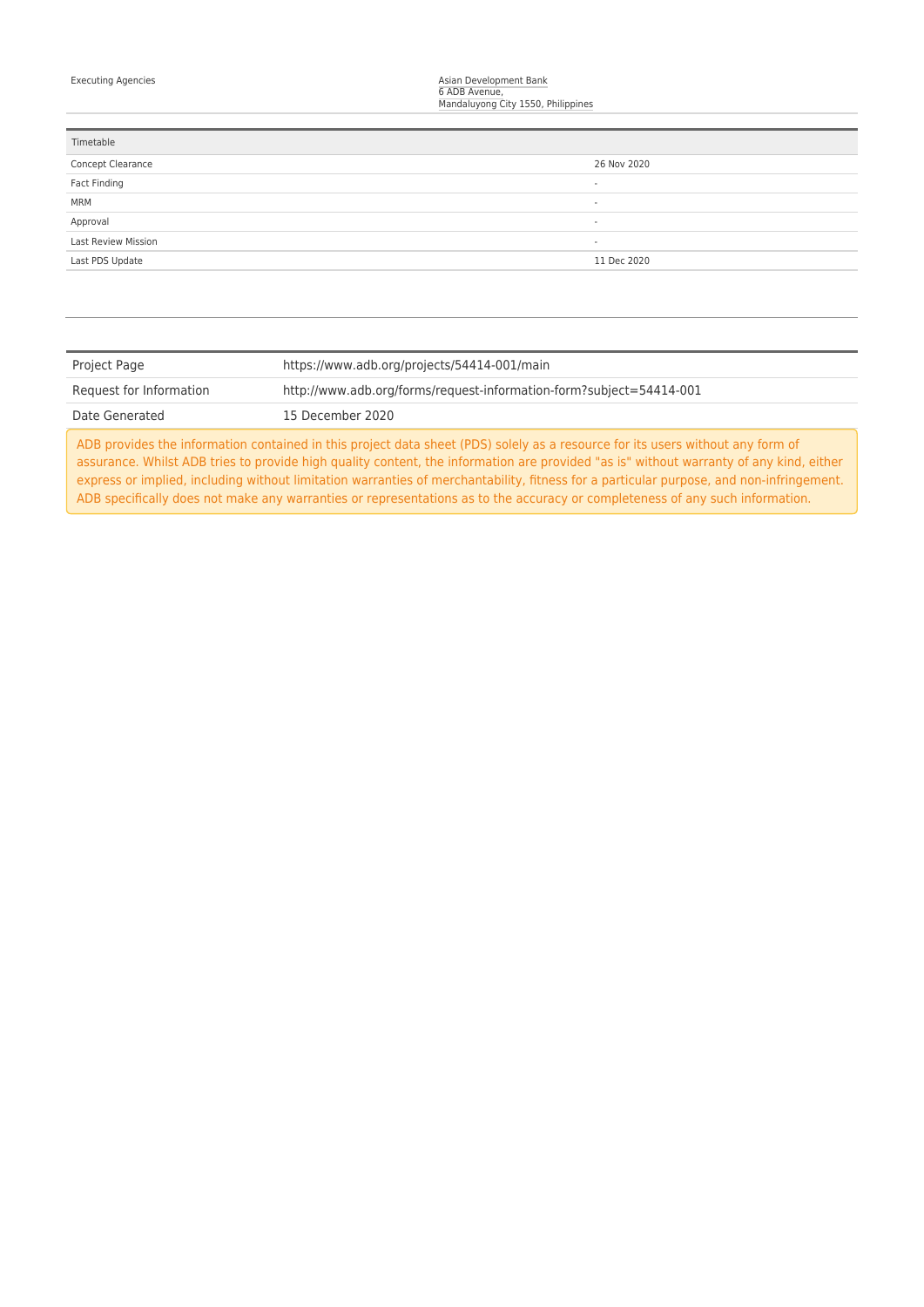| | |
|---|---|
| Executing Agencies | Asian Development Bank<br>6 ADB Avenue,<br>Mandaluyong City 1550, Philippines |

| Timetable | |
|---|---|
| Concept Clearance | 26 Nov 2020 |
| Fact Finding | - |
| MRM | - |
| Approval | - |
| Last Review Mission | - |
| Last PDS Update | 11 Dec 2020 |

| | |
|---|---|
| Project Page | https://www.adb.org/projects/54414-001/main |
| Request for Information | http://www.adb.org/forms/request-information-form?subject=54414-001 |
| Date Generated | 15 December 2020 |

ADB provides the information contained in this project data sheet (PDS) solely as a resource for its users without any form of assurance. Whilst ADB tries to provide high quality content, the information are provided "as is" without warranty of any kind, either express or implied, including without limitation warranties of merchantability, fitness for a particular purpose, and non-infringement. ADB specifically does not make any warranties or representations as to the accuracy or completeness of any such information.